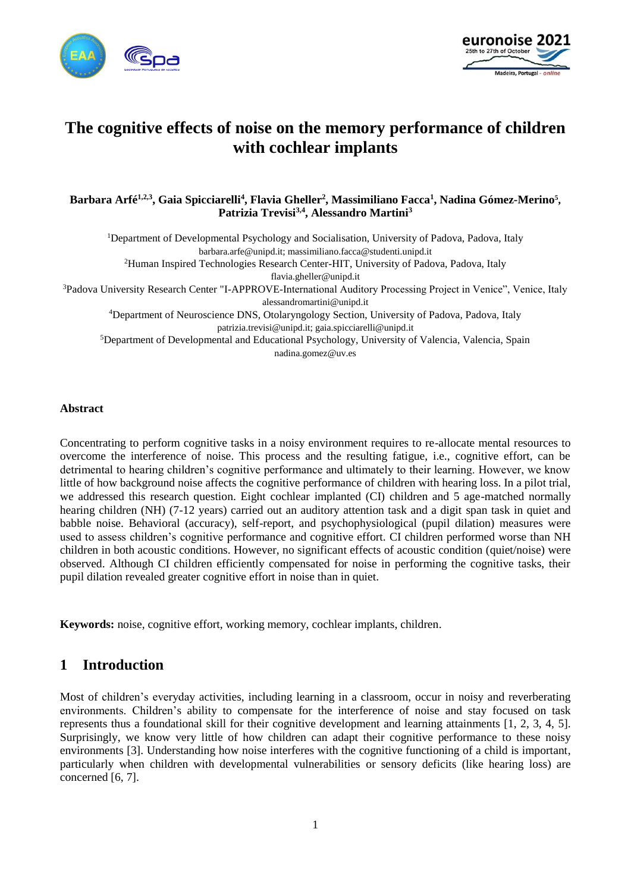# The cognitive effects of noise on the memory performance of children with cochlear implants

**Barbara Arfé[1,2,3], Gaia Spicciarelli[4], Flavia Gheller[2], Massimiliano Facca[1], Nadina Gómez-Merino[5], Patrizia Trevisi[3,4], Alessandro Martini[3]**

[1]Department of Developmental Psychology and Socialisation, University of Padova, Padova, Italy
barbara.arfe@unipd.it; massimiliano.facca@studenti.unipd.it

[2]Human Inspired Technologies Research Center-HIT, University of Padova, Padova, Italy
flavia.gheller@unipd.it

[3]Padova University Research Center "I-APPROVE-International Auditory Processing Project in Venice", Venice, Italy
alessandromartini@unipd.it

[4]Department of Neuroscience DNS, Otolaryngology Section, University of Padova, Padova, Italy
patrizia.trevisi@unipd.it; gaia.spicciarelli@unipd.it

[5]Department of Developmental and Educational Psychology, University of Valencia, Valencia, Spain
nadina.gomez@uv.es

**Abstract**

Concentrating to perform cognitive tasks in a noisy environment requires to re-allocate mental resources to overcome the interference of noise. This process and the resulting fatigue, i.e., cognitive effort, can be detrimental to hearing children's cognitive performance and ultimately to their learning. However, we know little of how background noise affects the cognitive performance of children with hearing loss. In a pilot trial, we addressed this research question. Eight cochlear implanted (CI) children and 5 age-matched normally hearing children (NH) (7-12 years) carried out an auditory attention task and a digit span task in quiet and babble noise. Behavioral (accuracy), self-report, and psychophysiological (pupil dilation) measures were used to assess children's cognitive performance and cognitive effort. CI children performed worse than NH children in both acoustic conditions. However, no significant effects of acoustic condition (quiet/noise) were observed. Although CI children efficiently compensated for noise in performing the cognitive tasks, their pupil dilation revealed greater cognitive effort in noise than in quiet.

**Keywords:** noise, cognitive effort, working memory, cochlear implants, children.

## 1 Introduction

Most of children's everyday activities, including learning in a classroom, occur in noisy and reverberating environments. Children's ability to compensate for the interference of noise and stay focused on task represents thus a foundational skill for their cognitive development and learning attainments [1, 2, 3, 4, 5]. Surprisingly, we know very little of how children can adapt their cognitive performance to these noisy environments [3]. Understanding how noise interferes with the cognitive functioning of a child is important, particularly when children with developmental vulnerabilities or sensory deficits (like hearing loss) are concerned [6, 7].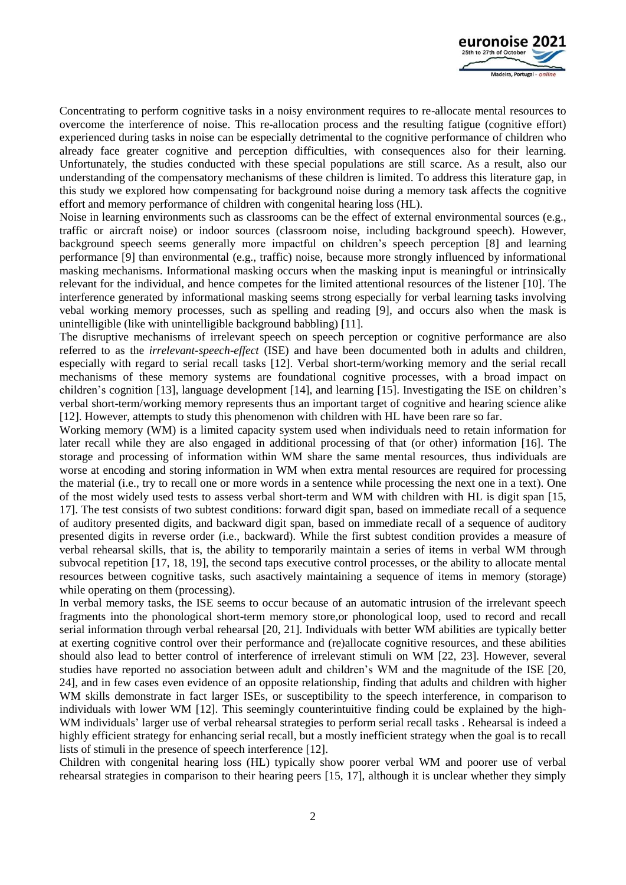Concentrating to perform cognitive tasks in a noisy environment requires to re-allocate mental resources to overcome the interference of noise. This re-allocation process and the resulting fatigue (cognitive effort) experienced during tasks in noise can be especially detrimental to the cognitive performance of children who already face greater cognitive and perception difficulties, with consequences also for their learning. Unfortunately, the studies conducted with these special populations are still scarce. As a result, also our understanding of the compensatory mechanisms of these children is limited. To address this literature gap, in this study we explored how compensating for background noise during a memory task affects the cognitive effort and memory performance of children with congenital hearing loss (HL).

Noise in learning environments such as classrooms can be the effect of external environmental sources (e.g., traffic or aircraft noise) or indoor sources (classroom noise, including background speech). However, background speech seems generally more impactful on children's speech perception [8] and learning performance [9] than environmental (e.g., traffic) noise, because more strongly influenced by informational masking mechanisms. Informational masking occurs when the masking input is meaningful or intrinsically relevant for the individual, and hence competes for the limited attentional resources of the listener [10]. The interference generated by informational masking seems strong especially for verbal learning tasks involving vebal working memory processes, such as spelling and reading [9], and occurs also when the mask is unintelligible (like with unintelligible background babbling) [11].

The disruptive mechanisms of irrelevant speech on speech perception or cognitive performance are also referred to as the *irrelevant-speech-effect* (ISE) and have been documented both in adults and children, especially with regard to serial recall tasks [12]. Verbal short-term/working memory and the serial recall mechanisms of these memory systems are foundational cognitive processes, with a broad impact on children's cognition [13], language development [14], and learning [15]. Investigating the ISE on children's verbal short-term/working memory represents thus an important target of cognitive and hearing science alike [12]. However, attempts to study this phenomenon with children with HL have been rare so far.

Working memory (WM) is a limited capacity system used when individuals need to retain information for later recall while they are also engaged in additional processing of that (or other) information [16]. The storage and processing of information within WM share the same mental resources, thus individuals are worse at encoding and storing information in WM when extra mental resources are required for processing the material (i.e., try to recall one or more words in a sentence while processing the next one in a text). One of the most widely used tests to assess verbal short-term and WM with children with HL is digit span [15, 17]. The test consists of two subtest conditions: forward digit span, based on immediate recall of a sequence of auditory presented digits, and backward digit span, based on immediate recall of a sequence of auditory presented digits in reverse order (i.e., backward). While the first subtest condition provides a measure of verbal rehearsal skills, that is, the ability to temporarily maintain a series of items in verbal WM through subvocal repetition [17, 18, 19], the second taps executive control processes, or the ability to allocate mental resources between cognitive tasks, such asactively maintaining a sequence of items in memory (storage) while operating on them (processing).

In verbal memory tasks, the ISE seems to occur because of an automatic intrusion of the irrelevant speech fragments into the phonological short-term memory store,or phonological loop, used to record and recall serial information through verbal rehearsal [20, 21]. Individuals with better WM abilities are typically better at exerting cognitive control over their performance and (re)allocate cognitive resources, and these abilities should also lead to better control of interference of irrelevant stimuli on WM [22, 23]. However, several studies have reported no association between adult and children's WM and the magnitude of the ISE [20, 24], and in few cases even evidence of an opposite relationship, finding that adults and children with higher WM skills demonstrate in fact larger ISEs, or susceptibility to the speech interference, in comparison to individuals with lower WM [12]. This seemingly counterintuitive finding could be explained by the high-WM individuals' larger use of verbal rehearsal strategies to perform serial recall tasks . Rehearsal is indeed a highly efficient strategy for enhancing serial recall, but a mostly inefficient strategy when the goal is to recall lists of stimuli in the presence of speech interference [12].

Children with congenital hearing loss (HL) typically show poorer verbal WM and poorer use of verbal rehearsal strategies in comparison to their hearing peers [15, 17], although it is unclear whether they simply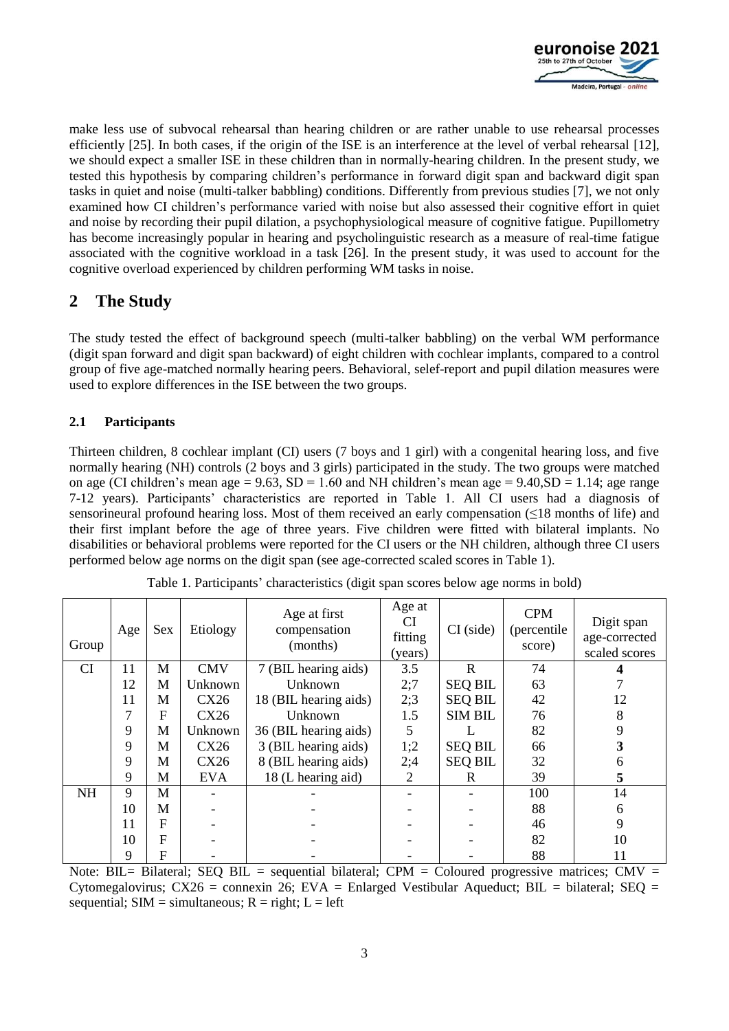make less use of subvocal rehearsal than hearing children or are rather unable to use rehearsal processes efficiently [25]. In both cases, if the origin of the ISE is an interference at the level of verbal rehearsal [12], we should expect a smaller ISE in these children than in normally-hearing children. In the present study, we tested this hypothesis by comparing children's performance in forward digit span and backward digit span tasks in quiet and noise (multi-talker babbling) conditions. Differently from previous studies [7], we not only examined how CI children's performance varied with noise but also assessed their cognitive effort in quiet and noise by recording their pupil dilation, a psychophysiological measure of cognitive fatigue. Pupillometry has become increasingly popular in hearing and psycholinguistic research as a measure of real-time fatigue associated with the cognitive workload in a task [26]. In the present study, it was used to account for the cognitive overload experienced by children performing WM tasks in noise.

## 2 The Study

The study tested the effect of background speech (multi-talker babbling) on the verbal WM performance (digit span forward and digit span backward) of eight children with cochlear implants, compared to a control group of five age-matched normally hearing peers. Behavioral, self-report and pupil dilation measures were used to explore differences in the ISE between the two groups.

### 2.1 Participants

Thirteen children, 8 cochlear implant (CI) users (7 boys and 1 girl) with a congenital hearing loss, and five normally hearing (NH) controls (2 boys and 3 girls) participated in the study. The two groups were matched on age (CI children's mean age = 9.63, SD = 1.60 and NH children's mean age = 9.40,SD = 1.14; age range 7-12 years). Participants' characteristics are reported in Table 1. All CI users had a diagnosis of sensorineural profound hearing loss. Most of them received an early compensation (≤18 months of life) and their first implant before the age of three years. Five children were fitted with bilateral implants. No disabilities or behavioral problems were reported for the CI users or the NH children, although three CI users performed below age norms on the digit span (see age-corrected scaled scores in Table 1).

Table 1. Participants' characteristics (digit span scores below age norms in bold)

| Group | Age | Sex | Etiology | Age at first compensation (months) | Age at CI fitting (years) | CI (side) | CPM (percentile score) | Digit span age-corrected scaled scores |
|---|---|---|---|---|---|---|---|---|
| CI | 11 | M | CMV | 7 (BIL hearing aids) | 3.5 | R | 74 | **4** |
| | 12 | M | Unknown | Unknown | 2;7 | SEQ BIL | 63 | 7 |
| | 11 | M | CX26 | 18 (BIL hearing aids) | 2;3 | SEQ BIL | 42 | 12 |
| | 7 | F | CX26 | Unknown | 1.5 | SIM BIL | 76 | 8 |
| | 9 | M | Unknown | 36 (BIL hearing aids) | 5 | L | 82 | 9 |
| | 9 | M | CX26 | 3 (BIL hearing aids) | 1;2 | SEQ BIL | 66 | **3** |
| | 9 | M | CX26 | 8 (BIL hearing aids) | 2;4 | SEQ BIL | 32 | 6 |
| | 9 | M | EVA | 18 (L hearing aid) | 2 | R | 39 | **5** |
| NH | 9 | M | - | - | - | - | 100 | 14 |
| | 10 | M | - | - | - | - | 88 | 6 |
| | 11 | F | - | - | - | - | 46 | 9 |
| | 10 | F | - | - | - | - | 82 | 10 |
| | 9 | F | - | - | - | - | 88 | 11 |

Note: BIL= Bilateral; SEQ BIL = sequential bilateral; CPM = Coloured progressive matrices; CMV = Cytomegalovirus; CX26 = connexin 26; EVA = Enlarged Vestibular Aqueduct; BIL = bilateral; SEQ = sequential; SIM = simultaneous; R = right; L = left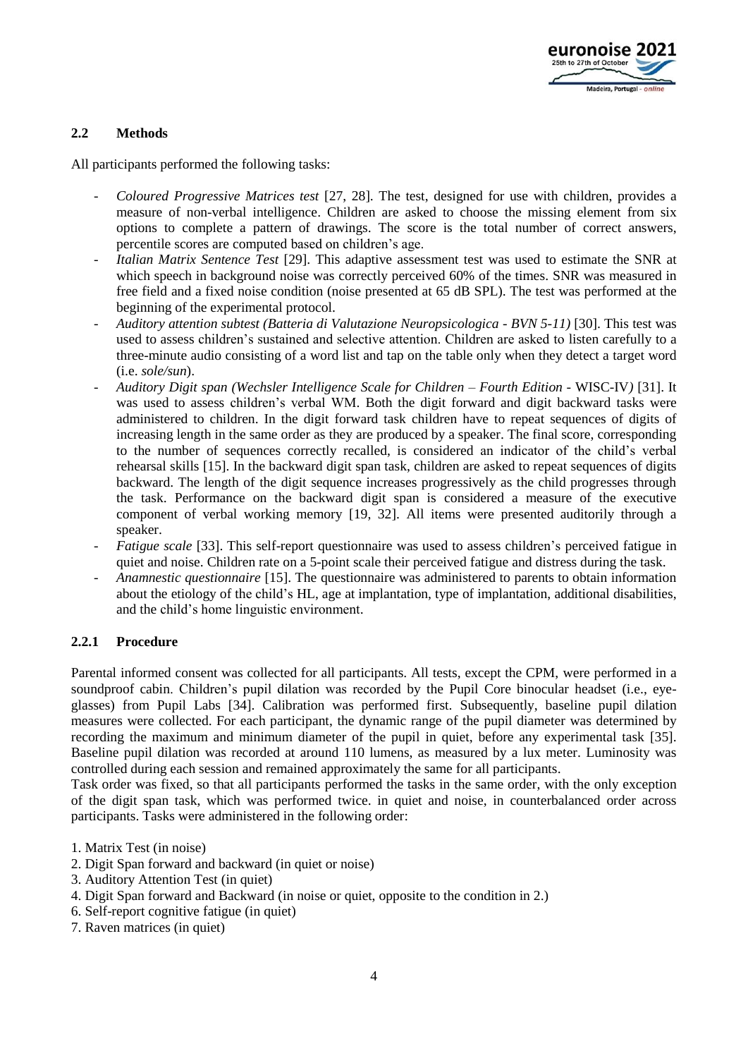## 2.2 Methods

All participants performed the following tasks:

- *Coloured Progressive Matrices test* [27, 28]. The test, designed for use with children, provides a measure of non-verbal intelligence. Children are asked to choose the missing element from six options to complete a pattern of drawings. The score is the total number of correct answers, percentile scores are computed based on children's age.
- *Italian Matrix Sentence Test* [29]. This adaptive assessment test was used to estimate the SNR at which speech in background noise was correctly perceived 60% of the times. SNR was measured in free field and a fixed noise condition (noise presented at 65 dB SPL). The test was performed at the beginning of the experimental protocol.
- *Auditory attention subtest (Batteria di Valutazione Neuropsicologica - BVN 5-11)* [30]. This test was used to assess children's sustained and selective attention. Children are asked to listen carefully to a three-minute audio consisting of a word list and tap on the table only when they detect a target word (i.e. *sole/sun*).
- *Auditory Digit span (Wechsler Intelligence Scale for Children – Fourth Edition* - WISC-IV*)* [31]. It was used to assess children's verbal WM. Both the digit forward and digit backward tasks were administered to children. In the digit forward task children have to repeat sequences of digits of increasing length in the same order as they are produced by a speaker. The final score, corresponding to the number of sequences correctly recalled, is considered an indicator of the child's verbal rehearsal skills [15]. In the backward digit span task, children are asked to repeat sequences of digits backward. The length of the digit sequence increases progressively as the child progresses through the task. Performance on the backward digit span is considered a measure of the executive component of verbal working memory [19, 32]. All items were presented auditorily through a speaker.
- *Fatigue scale* [33]. This self-report questionnaire was used to assess children's perceived fatigue in quiet and noise. Children rate on a 5-point scale their perceived fatigue and distress during the task.
- *Anamnestic questionnaire* [15]. The questionnaire was administered to parents to obtain information about the etiology of the child's HL, age at implantation, type of implantation, additional disabilities, and the child's home linguistic environment.

### 2.2.1 Procedure

Parental informed consent was collected for all participants. All tests, except the CPM, were performed in a soundproof cabin. Children's pupil dilation was recorded by the Pupil Core binocular headset (i.e., eye-glasses) from Pupil Labs [34]. Calibration was performed first. Subsequently, baseline pupil dilation measures were collected. For each participant, the dynamic range of the pupil diameter was determined by recording the maximum and minimum diameter of the pupil in quiet, before any experimental task [35]. Baseline pupil dilation was recorded at around 110 lumens, as measured by a lux meter. Luminosity was controlled during each session and remained approximately the same for all participants.
Task order was fixed, so that all participants performed the tasks in the same order, with the only exception of the digit span task, which was performed twice. in quiet and noise, in counterbalanced order across participants. Tasks were administered in the following order:

1. Matrix Test (in noise)
2. Digit Span forward and backward (in quiet or noise)
3. Auditory Attention Test (in quiet)
4. Digit Span forward and Backward (in noise or quiet, opposite to the condition in 2.)
6. Self-report cognitive fatigue (in quiet)
7. Raven matrices (in quiet)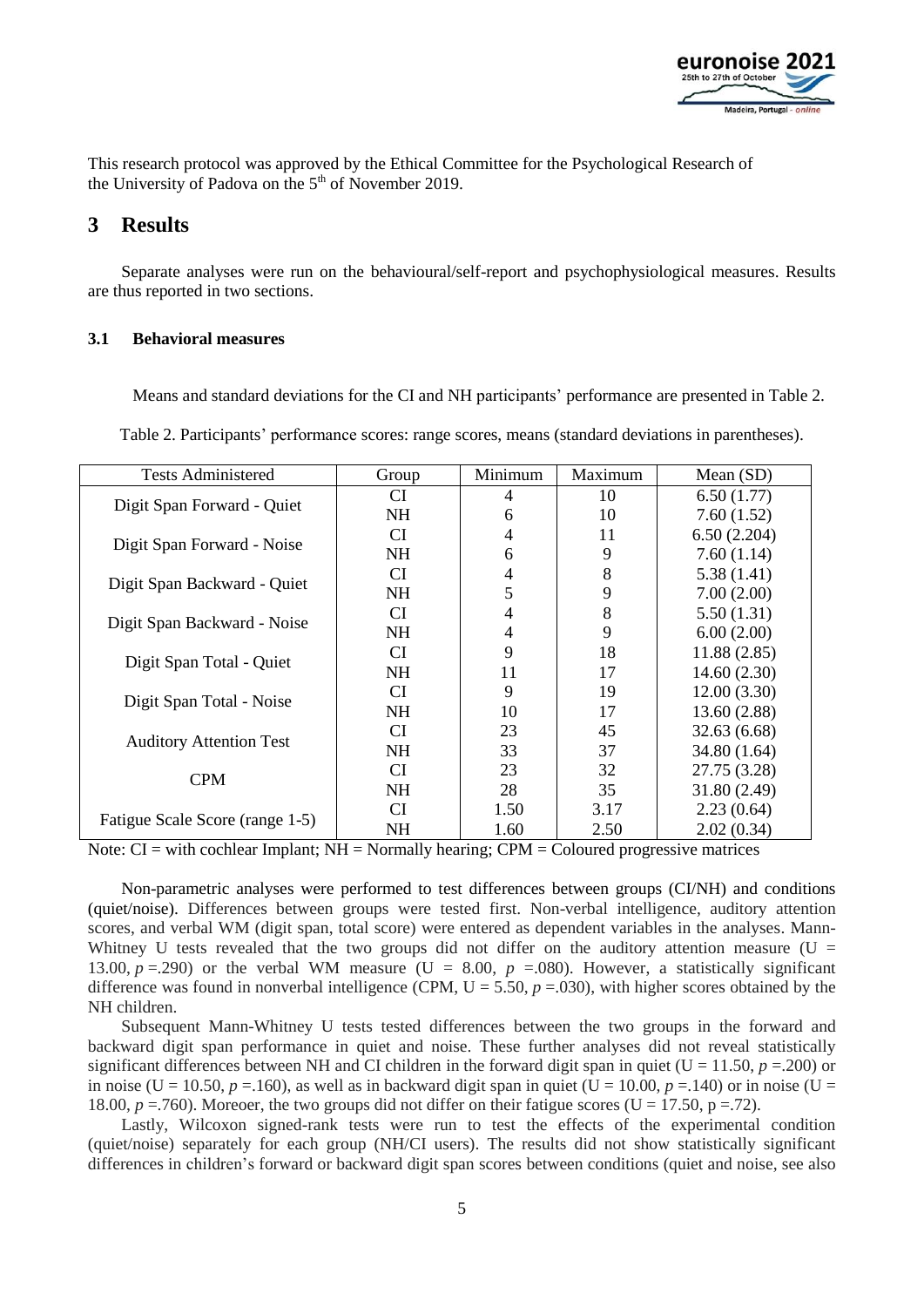This research protocol was approved by the Ethical Committee for the Psychological Research of the University of Padova on the 5th of November 2019.

# 3 Results

Separate analyses were run on the behavioural/self-report and psychophysiological measures. Results are thus reported in two sections.

## 3.1 Behavioral measures

Means and standard deviations for the CI and NH participants' performance are presented in Table 2.

Table 2. Participants' performance scores: range scores, means (standard deviations in parentheses).

| Tests Administered | Group | Minimum | Maximum | Mean (SD) |
|---|---|---|---|---|
| Digit Span Forward - Quiet | CI | 4 | 10 | 6.50 (1.77) |
| | NH | 6 | 10 | 7.60 (1.52) |
| Digit Span Forward - Noise | CI | 4 | 11 | 6.50 (2.204) |
| | NH | 6 | 9 | 7.60 (1.14) |
| Digit Span Backward - Quiet | CI | 4 | 8 | 5.38 (1.41) |
| | NH | 5 | 9 | 7.00 (2.00) |
| Digit Span Backward - Noise | CI | 4 | 8 | 5.50 (1.31) |
| | NH | 4 | 9 | 6.00 (2.00) |
| Digit Span Total - Quiet | CI | 9 | 18 | 11.88 (2.85) |
| | NH | 11 | 17 | 14.60 (2.30) |
| Digit Span Total - Noise | CI | 9 | 19 | 12.00 (3.30) |
| | NH | 10 | 17 | 13.60 (2.88) |
| Auditory Attention Test | CI | 23 | 45 | 32.63 (6.68) |
| | NH | 33 | 37 | 34.80 (1.64) |
| CPM | CI | 23 | 32 | 27.75 (3.28) |
| | NH | 28 | 35 | 31.80 (2.49) |
| Fatigue Scale Score (range 1-5) | CI | 1.50 | 3.17 | 2.23 (0.64) |
| | NH | 1.60 | 2.50 | 2.02 (0.34) |

Note: CI = with cochlear Implant; NH = Normally hearing; CPM = Coloured progressive matrices

Non-parametric analyses were performed to test differences between groups (CI/NH) and conditions (quiet/noise). Differences between groups were tested first. Non-verbal intelligence, auditory attention scores, and verbal WM (digit span, total score) were entered as dependent variables in the analyses. Mann-Whitney U tests revealed that the two groups did not differ on the auditory attention measure ($U = 13.00$, $p = .290$) or the verbal WM measure ($U = 8.00$, $p = .080$). However, a statistically significant difference was found in nonverbal intelligence (CPM, $U = 5.50$, $p = .030$), with higher scores obtained by the NH children.

Subsequent Mann-Whitney U tests tested differences between the two groups in the forward and backward digit span performance in quiet and noise. These further analyses did not reveal statistically significant differences between NH and CI children in the forward digit span in quiet ($U = 11.50$, $p = .200$) or in noise ($U = 10.50$, $p = .160$), as well as in backward digit span in quiet ($U = 10.00$, $p = .140$) or in noise ($U = 18.00$, $p = .760$). Moreoer, the two groups did not differ on their fatigue scores ($U = 17.50$, $p = .72$).

Lastly, Wilcoxon signed-rank tests were run to test the effects of the experimental condition (quiet/noise) separately for each group (NH/CI users). The results did not show statistically significant differences in children's forward or backward digit span scores between conditions (quiet and noise, see also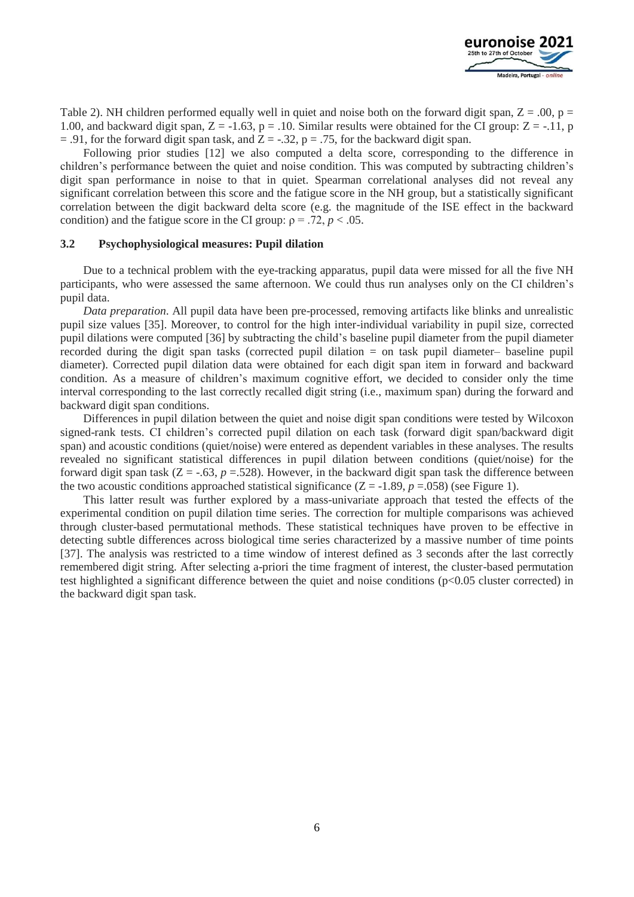Table 2). NH children performed equally well in quiet and noise both on the forward digit span, $Z = .00$, $p = 1.00$, and backward digit span, $Z = -1.63$, $p = .10$. Similar results were obtained for the CI group: $Z = -.11$, $p = .91$, for the forward digit span task, and $Z = -.32$, $p = .75$, for the backward digit span.

Following prior studies [12] we also computed a delta score, corresponding to the difference in children's performance between the quiet and noise condition. This was computed by subtracting children's digit span performance in noise to that in quiet. Spearman correlational analyses did not reveal any significant correlation between this score and the fatigue score in the NH group, but a statistically significant correlation between the digit backward delta score (e.g. the magnitude of the ISE effect in the backward condition) and the fatigue score in the CI group: $\rho = .72$, $p < .05$.

### 3.2 Psychophysiological measures: Pupil dilation

Due to a technical problem with the eye-tracking apparatus, pupil data were missed for all the five NH participants, who were assessed the same afternoon. We could thus run analyses only on the CI children's pupil data.

*Data preparation.* All pupil data have been pre-processed, removing artifacts like blinks and unrealistic pupil size values [35]. Moreover, to control for the high inter-individual variability in pupil size, corrected pupil dilations were computed [36] by subtracting the child's baseline pupil diameter from the pupil diameter recorded during the digit span tasks (corrected pupil dilation = on task pupil diameter– baseline pupil diameter). Corrected pupil dilation data were obtained for each digit span item in forward and backward condition. As a measure of children's maximum cognitive effort, we decided to consider only the time interval corresponding to the last correctly recalled digit string (i.e., maximum span) during the forward and backward digit span conditions.

Differences in pupil dilation between the quiet and noise digit span conditions were tested by Wilcoxon signed-rank tests. CI children's corrected pupil dilation on each task (forward digit span/backward digit span) and acoustic conditions (quiet/noise) were entered as dependent variables in these analyses. The results revealed no significant statistical differences in pupil dilation between conditions (quiet/noise) for the forward digit span task ($Z = -.63$, $p = .528$). However, in the backward digit span task the difference between the two acoustic conditions approached statistical significance ($Z = -1.89$, $p = .058$) (see Figure 1).

This latter result was further explored by a mass-univariate approach that tested the effects of the experimental condition on pupil dilation time series. The correction for multiple comparisons was achieved through cluster-based permutational methods. These statistical techniques have proven to be effective in detecting subtle differences across biological time series characterized by a massive number of time points [37]. The analysis was restricted to a time window of interest defined as 3 seconds after the last correctly remembered digit string. After selecting a-priori the time fragment of interest, the cluster-based permutation test highlighted a significant difference between the quiet and noise conditions ($p<0.05$ cluster corrected) in the backward digit span task.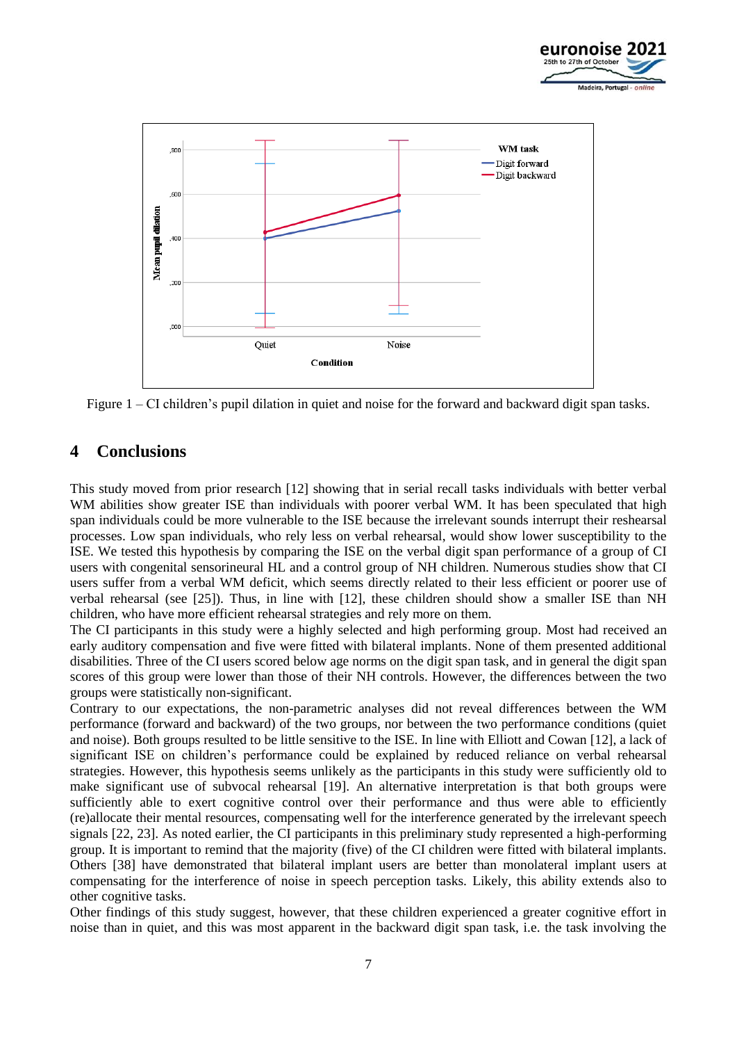Figure 1 – CI children's pupil dilation in quiet and noise for the forward and backward digit span tasks.

## 4 Conclusions

This study moved from prior research [12] showing that in serial recall tasks individuals with better verbal WM abilities show greater ISE than individuals with poorer verbal WM. It has been speculated that high span individuals could be more vulnerable to the ISE because the irrelevant sounds interrupt their reshearsal processes. Low span individuals, who rely less on verbal rehearsal, would show lower susceptibility to the ISE. We tested this hypothesis by comparing the ISE on the verbal digit span performance of a group of CI users with congenital sensorineural HL and a control group of NH children. Numerous studies show that CI users suffer from a verbal WM deficit, which seems directly related to their less efficient or poorer use of verbal rehearsal (see [25]). Thus, in line with [12], these children should show a smaller ISE than NH children, who have more efficient rehearsal strategies and rely more on them.

The CI participants in this study were a highly selected and high performing group. Most had received an early auditory compensation and five were fitted with bilateral implants. None of them presented additional disabilities. Three of the CI users scored below age norms on the digit span task, and in general the digit span scores of this group were lower than those of their NH controls. However, the differences between the two groups were statistically non-significant.

Contrary to our expectations, the non-parametric analyses did not reveal differences between the WM performance (forward and backward) of the two groups, nor between the two performance conditions (quiet and noise). Both groups resulted to be little sensitive to the ISE. In line with Elliott and Cowan [12], a lack of significant ISE on children's performance could be explained by reduced reliance on verbal rehearsal strategies. However, this hypothesis seems unlikely as the participants in this study were sufficiently old to make significant use of subvocal rehearsal [19]. An alternative interpretation is that both groups were sufficiently able to exert cognitive control over their performance and thus were able to efficiently (re)allocate their mental resources, compensating well for the interference generated by the irrelevant speech signals [22, 23]. As noted earlier, the CI participants in this preliminary study represented a high-performing group. It is important to remind that the majority (five) of the CI children were fitted with bilateral implants. Others [38] have demonstrated that bilateral implant users are better than monolateral implant users at compensating for the interference of noise in speech perception tasks. Likely, this ability extends also to other cognitive tasks.

Other findings of this study suggest, however, that these children experienced a greater cognitive effort in noise than in quiet, and this was most apparent in the backward digit span task, i.e. the task involving the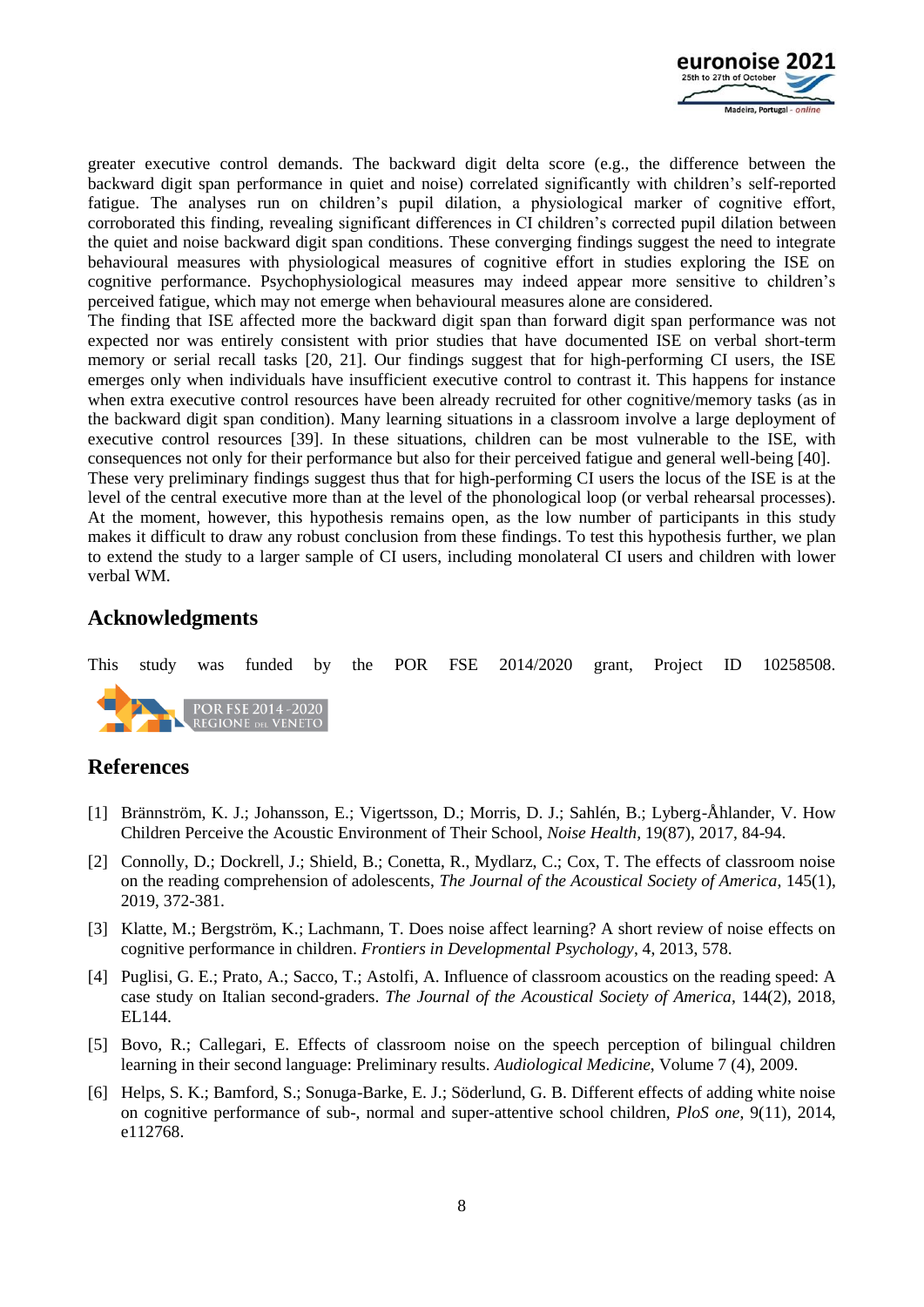greater executive control demands. The backward digit delta score (e.g., the difference between the backward digit span performance in quiet and noise) correlated significantly with children's self-reported fatigue. The analyses run on children's pupil dilation, a physiological marker of cognitive effort, corroborated this finding, revealing significant differences in CI children's corrected pupil dilation between the quiet and noise backward digit span conditions. These converging findings suggest the need to integrate behavioural measures with physiological measures of cognitive effort in studies exploring the ISE on cognitive performance. Psychophysiological measures may indeed appear more sensitive to children's perceived fatigue, which may not emerge when behavioural measures alone are considered.

The finding that ISE affected more the backward digit span than forward digit span performance was not expected nor was entirely consistent with prior studies that have documented ISE on verbal short-term memory or serial recall tasks [20, 21]. Our findings suggest that for high-performing CI users, the ISE emerges only when individuals have insufficient executive control to contrast it. This happens for instance when extra executive control resources have been already recruited for other cognitive/memory tasks (as in the backward digit span condition). Many learning situations in a classroom involve a large deployment of executive control resources [39]. In these situations, children can be most vulnerable to the ISE, with consequences not only for their performance but also for their perceived fatigue and general well-being [40].

These very preliminary findings suggest thus that for high-performing CI users the locus of the ISE is at the level of the central executive more than at the level of the phonological loop (or verbal rehearsal processes). At the moment, however, this hypothesis remains open, as the low number of participants in this study makes it difficult to draw any robust conclusion from these findings. To test this hypothesis further, we plan to extend the study to a larger sample of CI users, including monolateral CI users and children with lower verbal WM.

## Acknowledgments

This study was funded by the POR FSE 2014/2020 grant, Project ID 10258508.

POR FSE 2014 - 2020 REGIONE DEL VENETO

## References

[1] Brännström, K. J.; Johansson, E.; Vigertsson, D.; Morris, D. J.; Sahlén, B.; Lyberg-Åhlander, V. How Children Perceive the Acoustic Environment of Their School, *Noise Health*, 19(87), 2017, 84-94.

[2] Connolly, D.; Dockrell, J.; Shield, B.; Conetta, R., Mydlarz, C.; Cox, T. The effects of classroom noise on the reading comprehension of adolescents, *The Journal of the Acoustical Society of America*, 145(1), 2019, 372-381.

[3] Klatte, M.; Bergström, K.; Lachmann, T. Does noise affect learning? A short review of noise effects on cognitive performance in children. *Frontiers in Developmental Psychology*, 4, 2013, 578.

[4] Puglisi, G. E.; Prato, A.; Sacco, T.; Astolfi, A. Influence of classroom acoustics on the reading speed: A case study on Italian second-graders. *The Journal of the Acoustical Society of America*, 144(2), 2018, EL144.

[5] Bovo, R.; Callegari, E. Effects of classroom noise on the speech perception of bilingual children learning in their second language: Preliminary results. *Audiological Medicine*, Volume 7 (4), 2009.

[6] Helps, S. K.; Bamford, S.; Sonuga-Barke, E. J.; Söderlund, G. B. Different effects of adding white noise on cognitive performance of sub-, normal and super-attentive school children, *PloS one*, 9(11), 2014, e112768.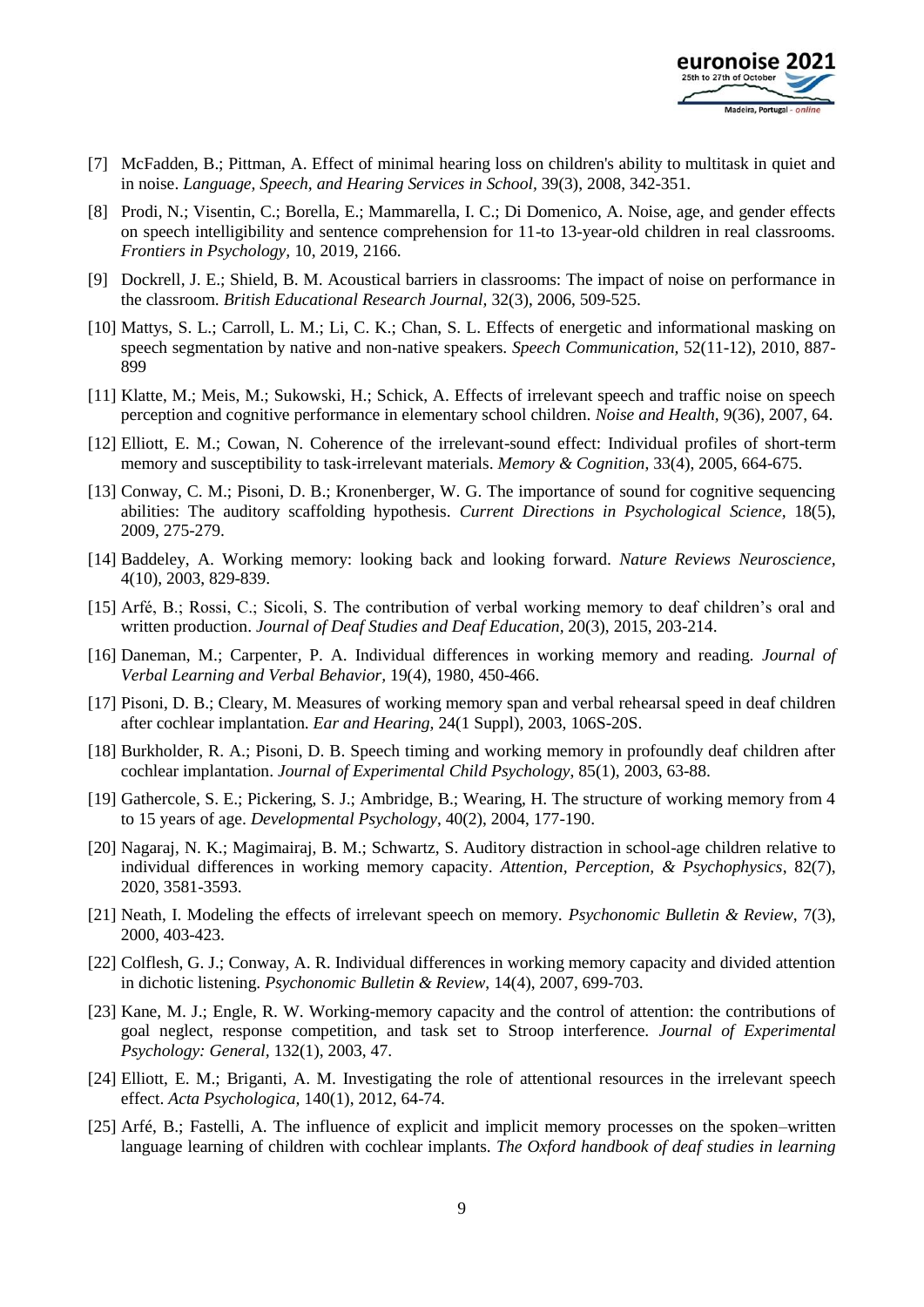[7] McFadden, B.; Pittman, A. Effect of minimal hearing loss on children's ability to multitask in quiet and in noise. *Language, Speech, and Hearing Services in School,* 39(3), 2008, 342-351.

[8] Prodi, N.; Visentin, C.; Borella, E.; Mammarella, I. C.; Di Domenico, A. Noise, age, and gender effects on speech intelligibility and sentence comprehension for 11-to 13-year-old children in real classrooms. *Frontiers in Psychology,* 10, 2019, 2166.

[9] Dockrell, J. E.; Shield, B. M. Acoustical barriers in classrooms: The impact of noise on performance in the classroom. *British Educational Research Journal,* 32(3), 2006, 509-525.

[10] Mattys, S. L.; Carroll, L. M.; Li, C. K.; Chan, S. L. Effects of energetic and informational masking on speech segmentation by native and non-native speakers. *Speech Communication,* 52(11-12), 2010, 887-899

[11] Klatte, M.; Meis, M.; Sukowski, H.; Schick, A. Effects of irrelevant speech and traffic noise on speech perception and cognitive performance in elementary school children. *Noise and Health*, 9(36), 2007, 64.

[12] Elliott, E. M.; Cowan, N. Coherence of the irrelevant-sound effect: Individual profiles of short-term memory and susceptibility to task-irrelevant materials. *Memory & Cognition*, 33(4), 2005, 664-675.

[13] Conway, C. M.; Pisoni, D. B.; Kronenberger, W. G. The importance of sound for cognitive sequencing abilities: The auditory scaffolding hypothesis. *Current Directions in Psychological Science,* 18(5), 2009, 275-279.

[14] Baddeley, A. Working memory: looking back and looking forward. *Nature Reviews Neuroscience,* 4(10), 2003, 829-839.

[15] Arfé, B.; Rossi, C.; Sicoli, S. The contribution of verbal working memory to deaf children's oral and written production. *Journal of Deaf Studies and Deaf Education,* 20(3), 2015, 203-214.

[16] Daneman, M.; Carpenter, P. A. Individual differences in working memory and reading. *Journal of Verbal Learning and Verbal Behavior,* 19(4), 1980, 450-466.

[17] Pisoni, D. B.; Cleary, M. Measures of working memory span and verbal rehearsal speed in deaf children after cochlear implantation. *Ear and Hearing,* 24(1 Suppl), 2003, 106S-20S.

[18] Burkholder, R. A.; Pisoni, D. B. Speech timing and working memory in profoundly deaf children after cochlear implantation. *Journal of Experimental Child Psychology*, 85(1), 2003, 63-88.

[19] Gathercole, S. E.; Pickering, S. J.; Ambridge, B.; Wearing, H. The structure of working memory from 4 to 15 years of age. *Developmental Psychology*, 40(2), 2004, 177-190.

[20] Nagaraj, N. K.; Magimairaj, B. M.; Schwartz, S. Auditory distraction in school-age children relative to individual differences in working memory capacity. *Attention, Perception, & Psychophysics*, 82(7), 2020, 3581-3593.

[21] Neath, I. Modeling the effects of irrelevant speech on memory. *Psychonomic Bulletin & Review*, 7(3), 2000, 403-423.

[22] Colflesh, G. J.; Conway, A. R. Individual differences in working memory capacity and divided attention in dichotic listening. *Psychonomic Bulletin & Review*, 14(4), 2007, 699-703.

[23] Kane, M. J.; Engle, R. W. Working-memory capacity and the control of attention: the contributions of goal neglect, response competition, and task set to Stroop interference. *Journal of Experimental Psychology: General*, 132(1), 2003, 47.

[24] Elliott, E. M.; Briganti, A. M. Investigating the role of attentional resources in the irrelevant speech effect. *Acta Psychologica*, 140(1), 2012, 64-74.

[25] Arfé, B.; Fastelli, A. The influence of explicit and implicit memory processes on the spoken–written language learning of children with cochlear implants. *The Oxford handbook of deaf studies in learning*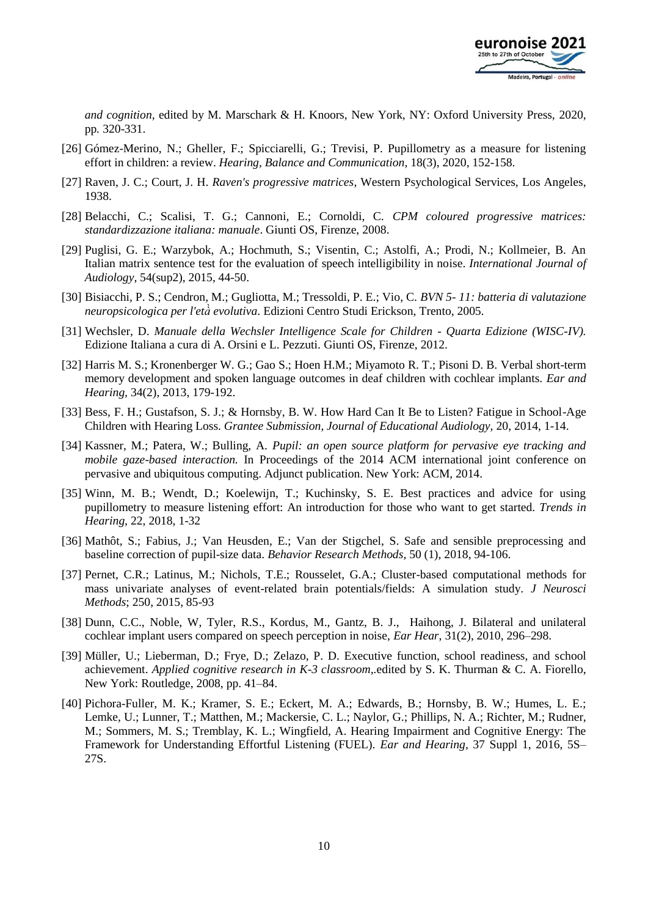*and cognition*, edited by M. Marschark & H. Knoors, New York, NY: Oxford University Press, 2020, pp. 320-331.

[26] Gómez-Merino, N.; Gheller, F.; Spicciarelli, G.; Trevisi, P. Pupillometry as a measure for listening effort in children: a review. *Hearing, Balance and Communication,* 18(3), 2020, 152-158.

[27] Raven, J. C.; Court, J. H. *Raven's progressive matrices*, Western Psychological Services, Los Angeles, 1938.

[28] Belacchi, C.; Scalisi, T. G.; Cannoni, E.; Cornoldi, C. *CPM coloured progressive matrices: standardizzazione italiana: manuale*. Giunti OS, Firenze, 2008.

[29] Puglisi, G. E.; Warzybok, A.; Hochmuth, S.; Visentin, C.; Astolfi, A.; Prodi, N.; Kollmeier, B. An Italian matrix sentence test for the evaluation of speech intelligibility in noise. *International Journal of Audiology,* 54(sup2), 2015, 44-50.

[30] Bisiacchi, P. S.; Cendron, M.; Gugliotta, M.; Tressoldi, P. E.; Vio, C. *BVN 5- 11: batteria di valutazione neuropsicologica per l'età evolutiva*. Edizioni Centro Studi Erickson, Trento, 2005.

[31] Wechsler, D. *Manuale della Wechsler Intelligence Scale for Children - Quarta Edizione (WISC-IV).* Edizione Italiana a cura di A. Orsini e L. Pezzuti. Giunti OS, Firenze, 2012.

[32] Harris M. S.; Kronenberger W. G.; Gao S.; Hoen H.M.; Miyamoto R. T.; Pisoni D. B. Verbal short-term memory development and spoken language outcomes in deaf children with cochlear implants. *Ear and Hearing,* 34(2), 2013, 179-192.

[33] Bess, F. H.; Gustafson, S. J.; & Hornsby, B. W. How Hard Can It Be to Listen? Fatigue in School-Age Children with Hearing Loss. *Grantee Submission, Journal of Educational Audiology,* 20, 2014, 1-14.

[34] Kassner, M.; Patera, W.; Bulling, A. *Pupil: an open source platform for pervasive eye tracking and mobile gaze-based interaction.* In Proceedings of the 2014 ACM international joint conference on pervasive and ubiquitous computing. Adjunct publication. New York: ACM, 2014.

[35] Winn, M. B.; Wendt, D.; Koelewijn, T.; Kuchinsky, S. E. Best practices and advice for using pupillometry to measure listening effort: An introduction for those who want to get started. *Trends in Hearing,* 22, 2018, 1-32

[36] Mathôt, S.; Fabius, J.; Van Heusden, E.; Van der Stigchel, S. Safe and sensible preprocessing and baseline correction of pupil-size data. *Behavior Research Methods*, 50 (1), 2018, 94-106.

[37] Pernet, C.R.; Latinus, M.; Nichols, T.E.; Rousselet, G.A.; Cluster-based computational methods for mass univariate analyses of event-related brain potentials/fields: A simulation study. *J Neurosci Methods*; 250, 2015, 85-93

[38] Dunn, C.C., Noble, W, Tyler, R.S., Kordus, M., Gantz, B. J., Haihong, J. Bilateral and unilateral cochlear implant users compared on speech perception in noise, *Ear Hear,* 31(2), 2010, 296–298.

[39] Müller, U.; Lieberman, D.; Frye, D.; Zelazo, P. D. Executive function, school readiness, and school achievement. *Applied cognitive research in K-3 classroom,*.edited by S. K. Thurman & C. A. Fiorello, New York: Routledge, 2008, pp. 41–84.

[40] Pichora-Fuller, M. K.; Kramer, S. E.; Eckert, M. A.; Edwards, B.; Hornsby, B. W.; Humes, L. E.; Lemke, U.; Lunner, T.; Matthen, M.; Mackersie, C. L.; Naylor, G.; Phillips, N. A.; Richter, M.; Rudner, M.; Sommers, M. S.; Tremblay, K. L.; Wingfield, A. Hearing Impairment and Cognitive Energy: The Framework for Understanding Effortful Listening (FUEL). *Ear and Hearing,* 37 Suppl 1, 2016, 5S–27S.